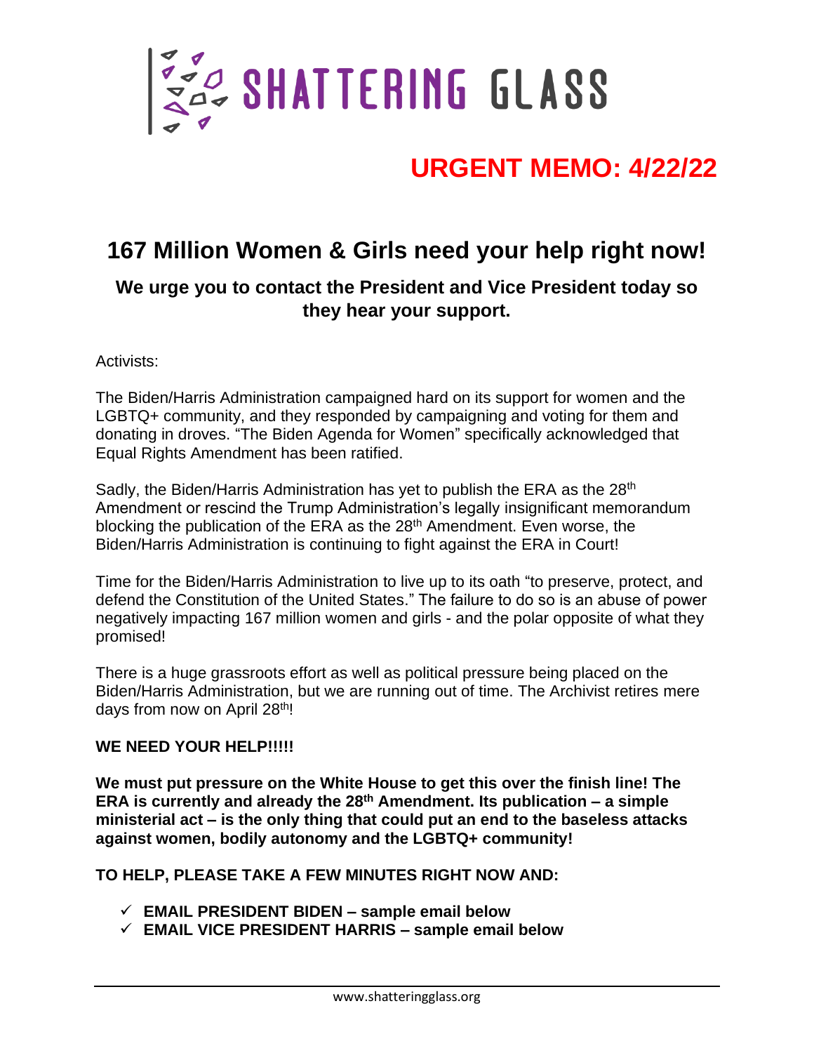# SHATTERING GLASS

## URGENT MEMO: 4/22/22

# 167 Million Women & Girls need your help right now!

### We urge you to contact the President and Vice President today so they hear your support.

Activists:

The Biden/Harris Administration campaigned hard on its support for women and the LGBTQ+ community, and they responded by campaigning and voting for them and donating in droves. "The Biden Agenda for Women" specifically acknowledged that Equal Rights Amendment has been ratified.

Sadly, the Biden/Harris Administration has yet to publish the ERA as the 28th Amendment or rescind the Trump Administration's legally insignificant memorandum blocking the publication of the ERA as the 28th Amendment. Even worse, the Biden/Harris Administration is continuing to fight against the ERA in Court!

Time for the Biden/Harris Administration to live up to its oath "to preserve, protect, and defend the Constitution of the United States." The failure to do so is an abuse of power negatively impacting 167 million women and girls - and the polar opposite of what they promised!

There is a huge grassroots effort as well as political pressure being placed on the Biden/Harris Administration, but we are running out of time. The Archivist retires mere days from now on April 28th!

**WE NEED YOUR HELP!!!!!**

**We must put pressure on the White House to get this over the finish line! The ERA is currently and already the 28th Amendment. Its publication – a simple ministerial act – is the only thing that could put an end to the baseless attacks against women, bodily autonomy and the LGBTQ+ community!**

**TO HELP, PLEASE TAKE A FEW MINUTES RIGHT NOW AND:**

- ✓ **EMAIL PRESIDENT BIDEN – sample email below**
- ✓ **EMAIL VICE PRESIDENT HARRIS – sample email below**

www.shatteringglass.org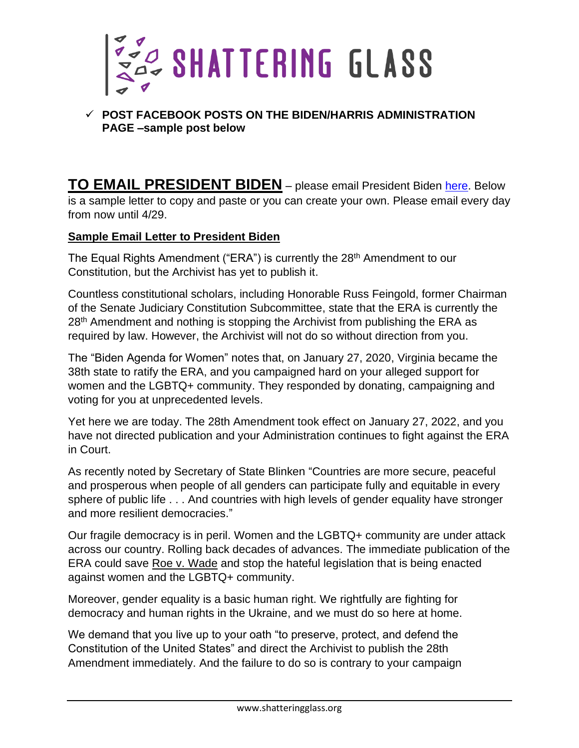# SHATTERING GLASS

- ✓ **POST FACEBOOK POSTS ON THE BIDEN/HARRIS ADMINISTRATION PAGE –sample post below**

## TO EMAIL PRESIDENT BIDEN

– please email President Biden here. Below is a sample letter to copy and paste or you can create your own. Please email every day from now until 4/29.

**Sample Email Letter to President Biden**

The Equal Rights Amendment ("ERA") is currently the 28th Amendment to our Constitution, but the Archivist has yet to publish it.

Countless constitutional scholars, including Honorable Russ Feingold, former Chairman of the Senate Judiciary Constitution Subcommittee, state that the ERA is currently the 28th Amendment and nothing is stopping the Archivist from publishing the ERA as required by law. However, the Archivist will not do so without direction from you.

The "Biden Agenda for Women" notes that, on January 27, 2020, Virginia became the 38th state to ratify the ERA, and you campaigned hard on your alleged support for women and the LGBTQ+ community. They responded by donating, campaigning and voting for you at unprecedented levels.

Yet here we are today. The 28th Amendment took effect on January 27, 2022, and you have not directed publication and your Administration continues to fight against the ERA in Court.

As recently noted by Secretary of State Blinken "Countries are more secure, peaceful and prosperous when people of all genders can participate fully and equitable in every sphere of public life . . . And countries with high levels of gender equality have stronger and more resilient democracies."

Our fragile democracy is in peril. Women and the LGBTQ+ community are under attack across our country. Rolling back decades of advances. The immediate publication of the ERA could save Roe v. Wade and stop the hateful legislation that is being enacted against women and the LGBTQ+ community.

Moreover, gender equality is a basic human right. We rightfully are fighting for democracy and human rights in the Ukraine, and we must do so here at home.

We demand that you live up to your oath "to preserve, protect, and defend the Constitution of the United States" and direct the Archivist to publish the 28th Amendment immediately. And the failure to do so is contrary to your campaign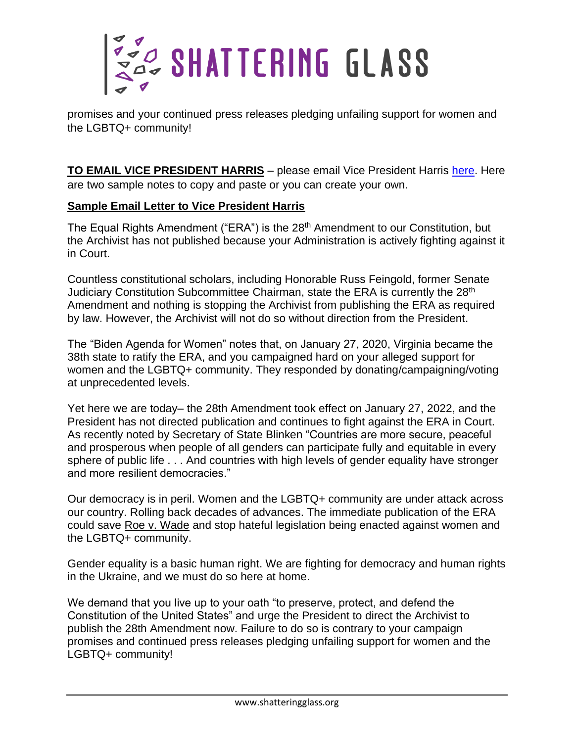promises and your continued press releases pledging unfailing support for women and the LGBTQ+ community!

**TO EMAIL VICE PRESIDENT HARRIS** – please email Vice President Harris here. Here are two sample notes to copy and paste or you can create your own.

**Sample Email Letter to Vice President Harris**

The Equal Rights Amendment ("ERA") is the 28th Amendment to our Constitution, but the Archivist has not published because your Administration is actively fighting against it in Court.

Countless constitutional scholars, including Honorable Russ Feingold, former Senate Judiciary Constitution Subcommittee Chairman, state the ERA is currently the 28th Amendment and nothing is stopping the Archivist from publishing the ERA as required by law. However, the Archivist will not do so without direction from the President.

The "Biden Agenda for Women" notes that, on January 27, 2020, Virginia became the 38th state to ratify the ERA, and you campaigned hard on your alleged support for women and the LGBTQ+ community. They responded by donating/campaigning/voting at unprecedented levels.

Yet here we are today– the 28th Amendment took effect on January 27, 2022, and the President has not directed publication and continues to fight against the ERA in Court. As recently noted by Secretary of State Blinken "Countries are more secure, peaceful and prosperous when people of all genders can participate fully and equitable in every sphere of public life . . . And countries with high levels of gender equality have stronger and more resilient democracies."

Our democracy is in peril. Women and the LGBTQ+ community are under attack across our country. Rolling back decades of advances. The immediate publication of the ERA could save Roe v. Wade and stop hateful legislation being enacted against women and the LGBTQ+ community.

Gender equality is a basic human right. We are fighting for democracy and human rights in the Ukraine, and we must do so here at home.

We demand that you live up to your oath "to preserve, protect, and defend the Constitution of the United States" and urge the President to direct the Archivist to publish the 28th Amendment now. Failure to do so is contrary to your campaign promises and continued press releases pledging unfailing support for women and the LGBTQ+ community!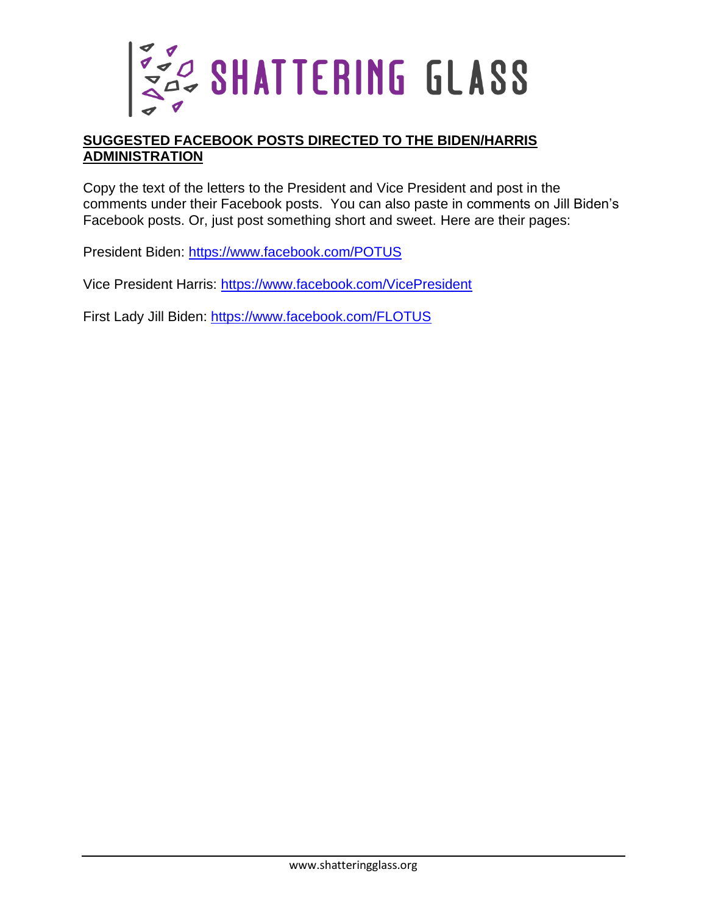# SHATTERING GLASS

## SUGGESTED FACEBOOK POSTS DIRECTED TO THE BIDEN/HARRIS ADMINISTRATION

Copy the text of the letters to the President and Vice President and post in the comments under their Facebook posts. You can also paste in comments on Jill Biden's Facebook posts. Or, just post something short and sweet. Here are their pages:

President Biden: https://www.facebook.com/POTUS

Vice President Harris: https://www.facebook.com/VicePresident

First Lady Jill Biden: https://www.facebook.com/FLOTUS